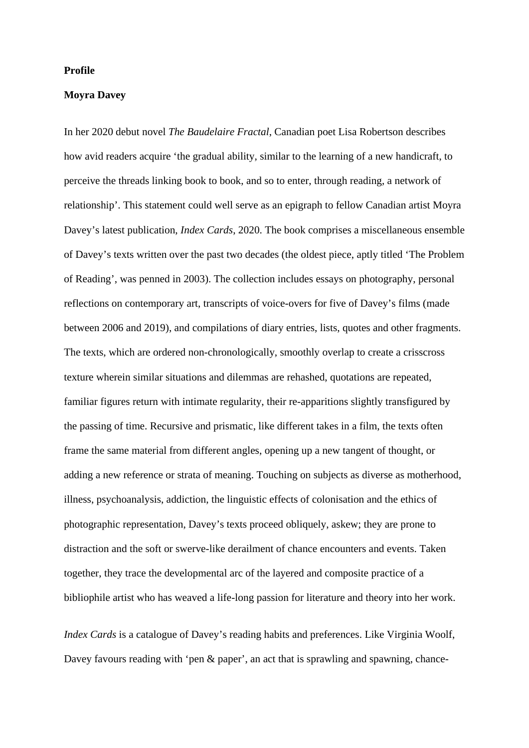**Profile**

**Moyra Davey**

In her 2020 debut novel *The Baudelaire Fractal*, Canadian poet Lisa Robertson describes how avid readers acquire 'the gradual ability, similar to the learning of a new handicraft, to perceive the threads linking book to book, and so to enter, through reading, a network of relationship'. This statement could well serve as an epigraph to fellow Canadian artist Moyra Davey's latest publication, *Index Cards*, 2020. The book comprises a miscellaneous ensemble of Davey's texts written over the past two decades (the oldest piece, aptly titled 'The Problem of Reading', was penned in 2003). The collection includes essays on photography, personal reflections on contemporary art, transcripts of voice-overs for five of Davey's films (made between 2006 and 2019), and compilations of diary entries, lists, quotes and other fragments. The texts, which are ordered non-chronologically, smoothly overlap to create a crisscross texture wherein similar situations and dilemmas are rehashed, quotations are repeated, familiar figures return with intimate regularity, their re-apparitions slightly transfigured by the passing of time. Recursive and prismatic, like different takes in a film, the texts often frame the same material from different angles, opening up a new tangent of thought, or adding a new reference or strata of meaning. Touching on subjects as diverse as motherhood, illness, psychoanalysis, addiction, the linguistic effects of colonisation and the ethics of photographic representation, Davey's texts proceed obliquely, askew; they are prone to distraction and the soft or swerve-like derailment of chance encounters and events. Taken together, they trace the developmental arc of the layered and composite practice of a bibliophile artist who has weaved a life-long passion for literature and theory into her work.

*Index Cards* is a catalogue of Davey's reading habits and preferences. Like Virginia Woolf, Davey favours reading with 'pen & paper', an act that is sprawling and spawning, chance-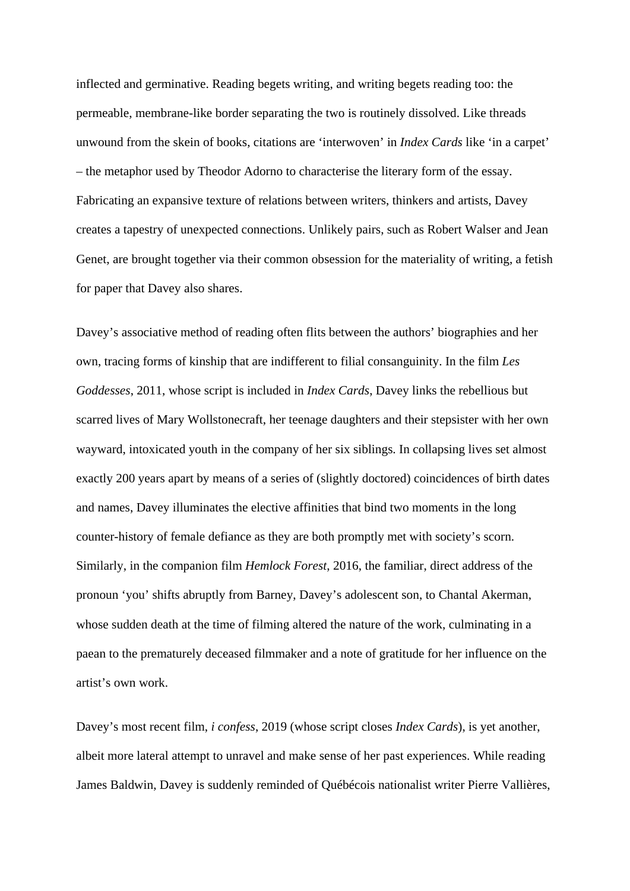inflected and germinative. Reading begets writing, and writing begets reading too: the permeable, membrane-like border separating the two is routinely dissolved. Like threads unwound from the skein of books, citations are 'interwoven' in *Index Cards* like 'in a carpet' – the metaphor used by Theodor Adorno to characterise the literary form of the essay. Fabricating an expansive texture of relations between writers, thinkers and artists, Davey creates a tapestry of unexpected connections. Unlikely pairs, such as Robert Walser and Jean Genet, are brought together via their common obsession for the materiality of writing, a fetish for paper that Davey also shares.

Davey's associative method of reading often flits between the authors' biographies and her own, tracing forms of kinship that are indifferent to filial consanguinity. In the film *Les Goddesses*, 2011, whose script is included in *Index Cards,* Davey links the rebellious but scarred lives of Mary Wollstonecraft, her teenage daughters and their stepsister with her own wayward, intoxicated youth in the company of her six siblings. In collapsing lives set almost exactly 200 years apart by means of a series of (slightly doctored) coincidences of birth dates and names, Davey illuminates the elective affinities that bind two moments in the long counter-history of female defiance as they are both promptly met with society's scorn. Similarly, in the companion film *Hemlock Forest*, 2016, the familiar, direct address of the pronoun 'you' shifts abruptly from Barney, Davey's adolescent son, to Chantal Akerman, whose sudden death at the time of filming altered the nature of the work, culminating in a paean to the prematurely deceased filmmaker and a note of gratitude for her influence on the artist's own work.

Davey's most recent film, *i confess*, 2019 (whose script closes *Index Cards*), is yet another, albeit more lateral attempt to unravel and make sense of her past experiences. While reading James Baldwin, Davey is suddenly reminded of Québécois nationalist writer Pierre Vallières,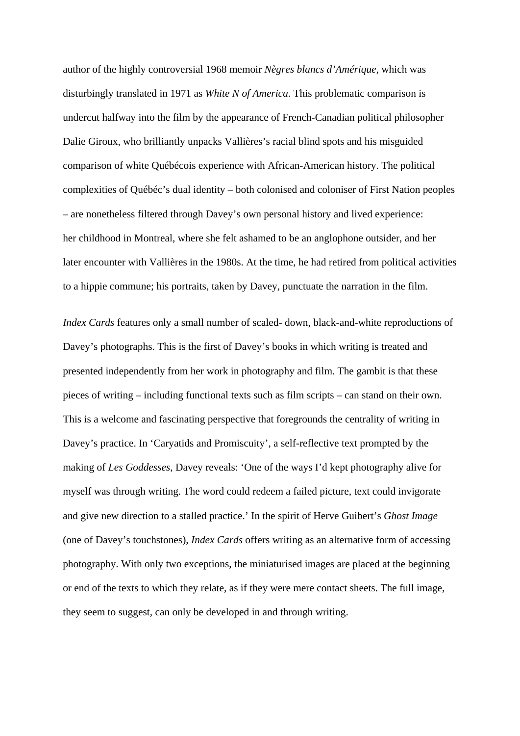author of the highly controversial 1968 memoir *Nègres blancs d'Amérique*, which was disturbingly translated in 1971 as *White N of America*. This problematic comparison is undercut halfway into the film by the appearance of French-Canadian political philosopher Dalie Giroux, who brilliantly unpacks Vallières's racial blind spots and his misguided comparison of white Québécois experience with African-American history. The political complexities of Québéc's dual identity – both colonised and coloniser of First Nation peoples – are nonetheless filtered through Davey's own personal history and lived experience: her childhood in Montreal, where she felt ashamed to be an anglophone outsider, and her later encounter with Vallières in the 1980s. At the time, he had retired from political activities to a hippie commune; his portraits, taken by Davey, punctuate the narration in the film.

*Index Cards* features only a small number of scaled- down, black-and-white reproductions of Davey's photographs. This is the first of Davey's books in which writing is treated and presented independently from her work in photography and film. The gambit is that these pieces of writing – including functional texts such as film scripts – can stand on their own. This is a welcome and fascinating perspective that foregrounds the centrality of writing in Davey's practice. In 'Caryatids and Promiscuity', a self-reflective text prompted by the making of *Les Goddesses*, Davey reveals: 'One of the ways I'd kept photography alive for myself was through writing. The word could redeem a failed picture, text could invigorate and give new direction to a stalled practice.' In the spirit of Herve Guibert's *Ghost Image* (one of Davey's touchstones), *Index Cards* offers writing as an alternative form of accessing photography. With only two exceptions, the miniaturised images are placed at the beginning or end of the texts to which they relate, as if they were mere contact sheets. The full image, they seem to suggest, can only be developed in and through writing.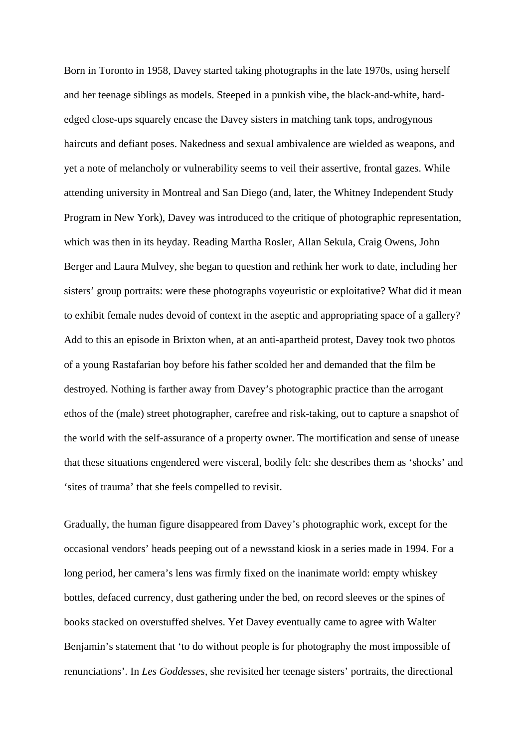Born in Toronto in 1958, Davey started taking photographs in the late 1970s, using herself and her teenage siblings as models. Steeped in a punkish vibe, the black-and-white, hard-edged close-ups squarely encase the Davey sisters in matching tank tops, androgynous haircuts and defiant poses. Nakedness and sexual ambivalence are wielded as weapons, and yet a note of melancholy or vulnerability seems to veil their assertive, frontal gazes. While attending university in Montreal and San Diego (and, later, the Whitney Independent Study Program in New York), Davey was introduced to the critique of photographic representation, which was then in its heyday. Reading Martha Rosler, Allan Sekula, Craig Owens, John Berger and Laura Mulvey, she began to question and rethink her work to date, including her sisters' group portraits: were these photographs voyeuristic or exploitative? What did it mean to exhibit female nudes devoid of context in the aseptic and appropriating space of a gallery? Add to this an episode in Brixton when, at an anti-apartheid protest, Davey took two photos of a young Rastafarian boy before his father scolded her and demanded that the film be destroyed. Nothing is farther away from Davey's photographic practice than the arrogant ethos of the (male) street photographer, carefree and risk-taking, out to capture a snapshot of the world with the self-assurance of a property owner. The mortification and sense of unease that these situations engendered were visceral, bodily felt: she describes them as 'shocks' and 'sites of trauma' that she feels compelled to revisit.

Gradually, the human figure disappeared from Davey's photographic work, except for the occasional vendors' heads peeping out of a newsstand kiosk in a series made in 1994. For a long period, her camera's lens was firmly fixed on the inanimate world: empty whiskey bottles, defaced currency, dust gathering under the bed, on record sleeves or the spines of books stacked on overstuffed shelves. Yet Davey eventually came to agree with Walter Benjamin's statement that 'to do without people is for photography the most impossible of renunciations'. In *Les Goddesses*, she revisited her teenage sisters' portraits, the directional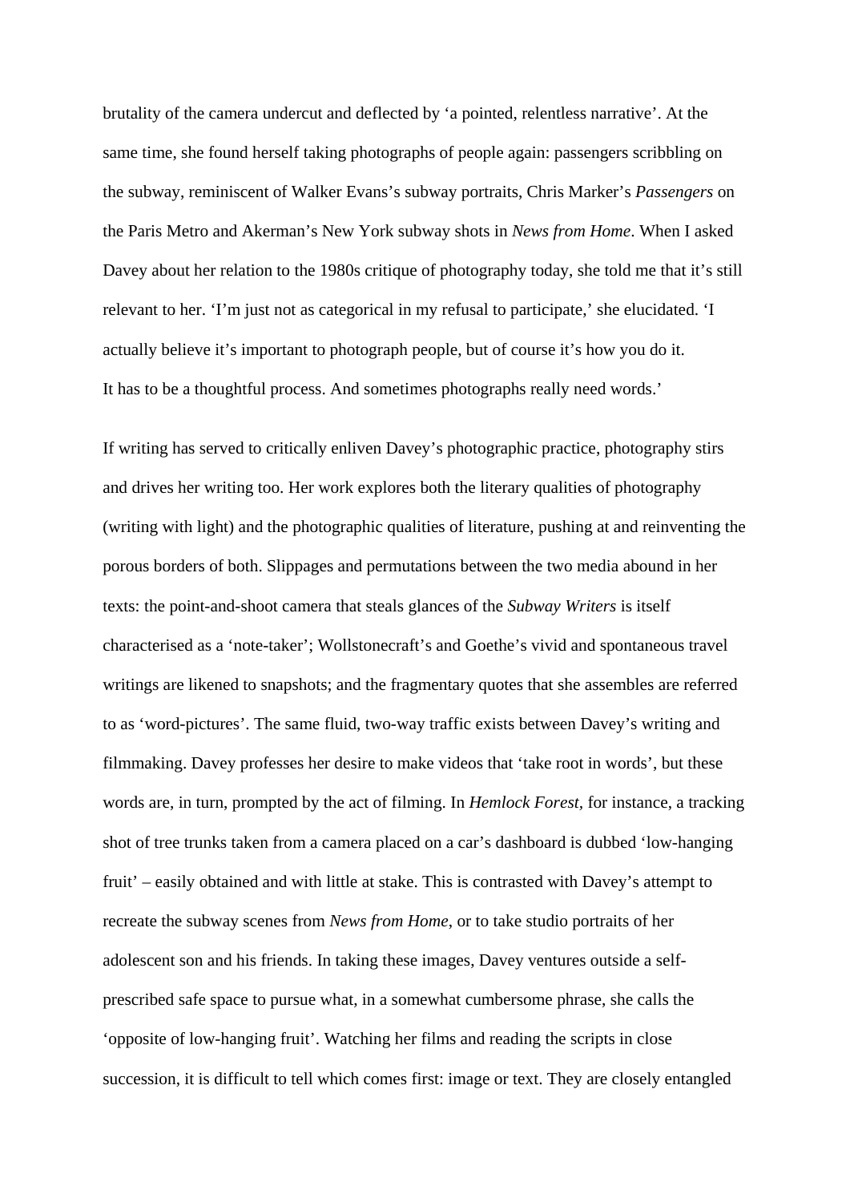brutality of the camera undercut and deflected by 'a pointed, relentless narrative'. At the same time, she found herself taking photographs of people again: passengers scribbling on the subway, reminiscent of Walker Evans's subway portraits, Chris Marker's *Passengers* on the Paris Metro and Akerman's New York subway shots in *News from Home*. When I asked Davey about her relation to the 1980s critique of photography today, she told me that it's still relevant to her. 'I'm just not as categorical in my refusal to participate,' she elucidated. 'I actually believe it's important to photograph people, but of course it's how you do it. It has to be a thoughtful process. And sometimes photographs really need words.'

If writing has served to critically enliven Davey's photographic practice, photography stirs and drives her writing too. Her work explores both the literary qualities of photography (writing with light) and the photographic qualities of literature, pushing at and reinventing the porous borders of both. Slippages and permutations between the two media abound in her texts: the point-and-shoot camera that steals glances of the *Subway Writers* is itself characterised as a 'note-taker'; Wollstonecraft's and Goethe's vivid and spontaneous travel writings are likened to snapshots; and the fragmentary quotes that she assembles are referred to as 'word-pictures'. The same fluid, two-way traffic exists between Davey's writing and filmmaking. Davey professes her desire to make videos that 'take root in words', but these words are, in turn, prompted by the act of filming. In *Hemlock Forest*, for instance, a tracking shot of tree trunks taken from a camera placed on a car's dashboard is dubbed 'low-hanging fruit' – easily obtained and with little at stake. This is contrasted with Davey's attempt to recreate the subway scenes from *News from Home*, or to take studio portraits of her adolescent son and his friends. In taking these images, Davey ventures outside a self-prescribed safe space to pursue what, in a somewhat cumbersome phrase, she calls the 'opposite of low-hanging fruit'. Watching her films and reading the scripts in close succession, it is difficult to tell which comes first: image or text. They are closely entangled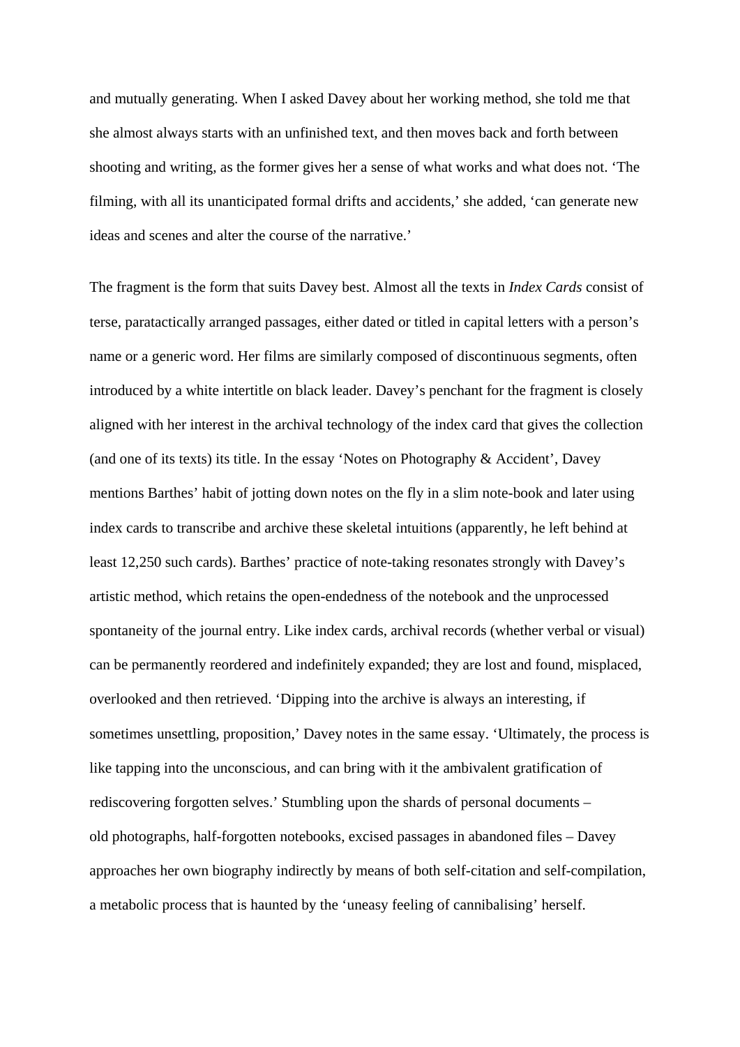and mutually generating. When I asked Davey about her working method, she told me that she almost always starts with an unfinished text, and then moves back and forth between shooting and writing, as the former gives her a sense of what works and what does not. 'The filming, with all its unanticipated formal drifts and accidents,' she added, 'can generate new ideas and scenes and alter the course of the narrative.'

The fragment is the form that suits Davey best. Almost all the texts in *Index Cards* consist of terse, paratactically arranged passages, either dated or titled in capital letters with a person's name or a generic word. Her films are similarly composed of discontinuous segments, often introduced by a white intertitle on black leader. Davey's penchant for the fragment is closely aligned with her interest in the archival technology of the index card that gives the collection (and one of its texts) its title. In the essay 'Notes on Photography & Accident', Davey mentions Barthes' habit of jotting down notes on the fly in a slim note-book and later using index cards to transcribe and archive these skeletal intuitions (apparently, he left behind at least 12,250 such cards). Barthes' practice of note-taking resonates strongly with Davey's artistic method, which retains the open-endedness of the notebook and the unprocessed spontaneity of the journal entry. Like index cards, archival records (whether verbal or visual) can be permanently reordered and indefinitely expanded; they are lost and found, misplaced, overlooked and then retrieved. 'Dipping into the archive is always an interesting, if sometimes unsettling, proposition,' Davey notes in the same essay. 'Ultimately, the process is like tapping into the unconscious, and can bring with it the ambivalent gratification of rediscovering forgotten selves.' Stumbling upon the shards of personal documents – old photographs, half-forgotten notebooks, excised passages in abandoned files – Davey approaches her own biography indirectly by means of both self-citation and self-compilation, a metabolic process that is haunted by the 'uneasy feeling of cannibalising' herself.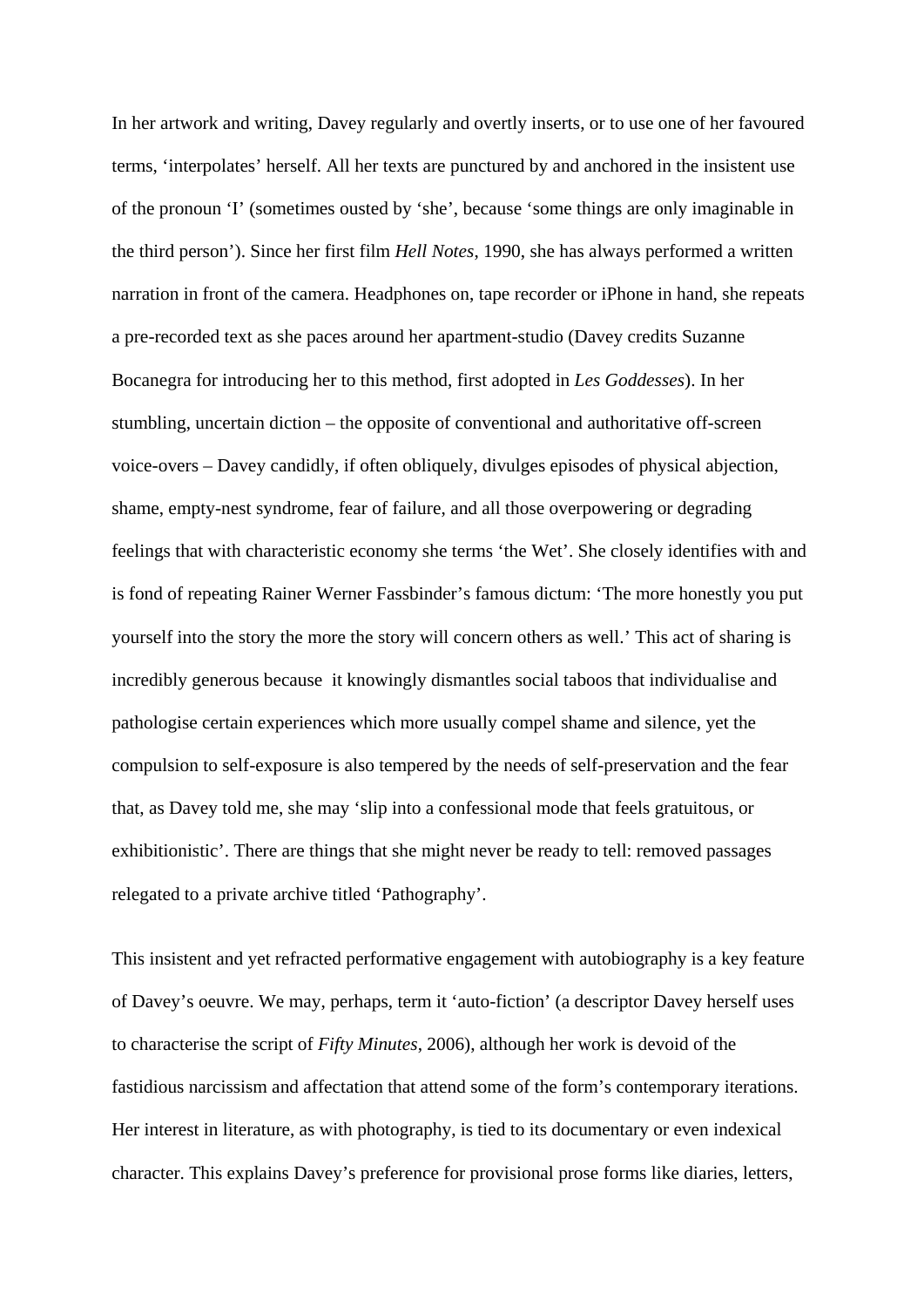In her artwork and writing, Davey regularly and overtly inserts, or to use one of her favoured terms, 'interpolates' herself. All her texts are punctured by and anchored in the insistent use of the pronoun 'I' (sometimes ousted by 'she', because 'some things are only imaginable in the third person'). Since her first film *Hell Notes*, 1990, she has always performed a written narration in front of the camera. Headphones on, tape recorder or iPhone in hand, she repeats a pre-recorded text as she paces around her apartment-studio (Davey credits Suzanne Bocanegra for introducing her to this method, first adopted in *Les Goddesses*). In her stumbling, uncertain diction – the opposite of conventional and authoritative off-screen voice-overs – Davey candidly, if often obliquely, divulges episodes of physical abjection, shame, empty-nest syndrome, fear of failure, and all those overpowering or degrading feelings that with characteristic economy she terms 'the Wet'. She closely identifies with and is fond of repeating Rainer Werner Fassbinder's famous dictum: 'The more honestly you put yourself into the story the more the story will concern others as well.' This act of sharing is incredibly generous because it knowingly dismantles social taboos that individualise and pathologise certain experiences which more usually compel shame and silence, yet the compulsion to self-exposure is also tempered by the needs of self-preservation and the fear that, as Davey told me, she may 'slip into a confessional mode that feels gratuitous, or exhibitionistic'. There are things that she might never be ready to tell: removed passages relegated to a private archive titled 'Pathography'.

This insistent and yet refracted performative engagement with autobiography is a key feature of Davey's oeuvre. We may, perhaps, term it 'auto-fiction' (a descriptor Davey herself uses to characterise the script of *Fifty Minutes*, 2006), although her work is devoid of the fastidious narcissism and affectation that attend some of the form's contemporary iterations. Her interest in literature, as with photography, is tied to its documentary or even indexical character. This explains Davey's preference for provisional prose forms like diaries, letters,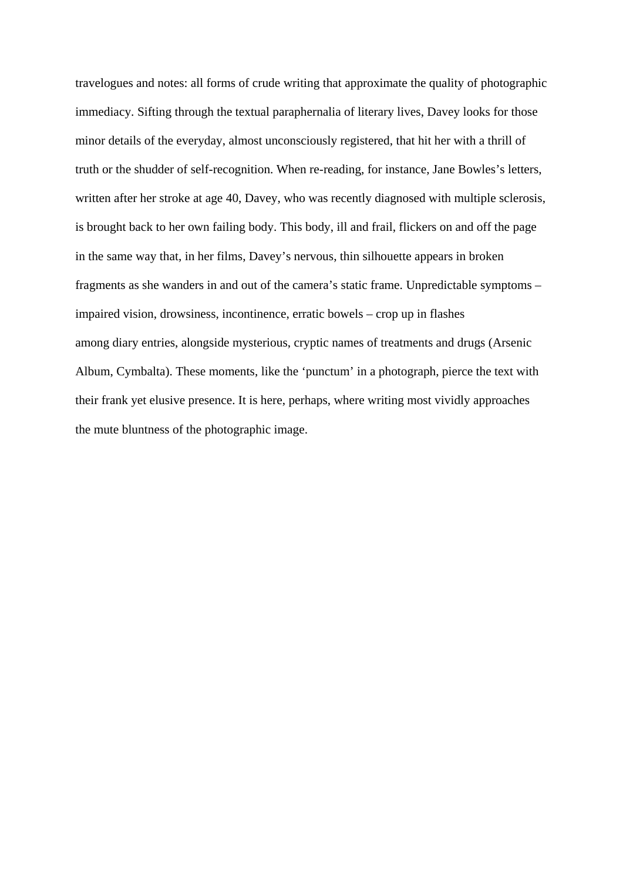travelogues and notes: all forms of crude writing that approximate the quality of photographic immediacy. Sifting through the textual paraphernalia of literary lives, Davey looks for those minor details of the everyday, almost unconsciously registered, that hit her with a thrill of truth or the shudder of self-recognition. When re-reading, for instance, Jane Bowles's letters, written after her stroke at age 40, Davey, who was recently diagnosed with multiple sclerosis, is brought back to her own failing body. This body, ill and frail, flickers on and off the page in the same way that, in her films, Davey's nervous, thin silhouette appears in broken fragments as she wanders in and out of the camera's static frame. Unpredictable symptoms – impaired vision, drowsiness, incontinence, erratic bowels – crop up in flashes among diary entries, alongside mysterious, cryptic names of treatments and drugs (Arsenic Album, Cymbalta). These moments, like the 'punctum' in a photograph, pierce the text with their frank yet elusive presence. It is here, perhaps, where writing most vividly approaches the mute bluntness of the photographic image.